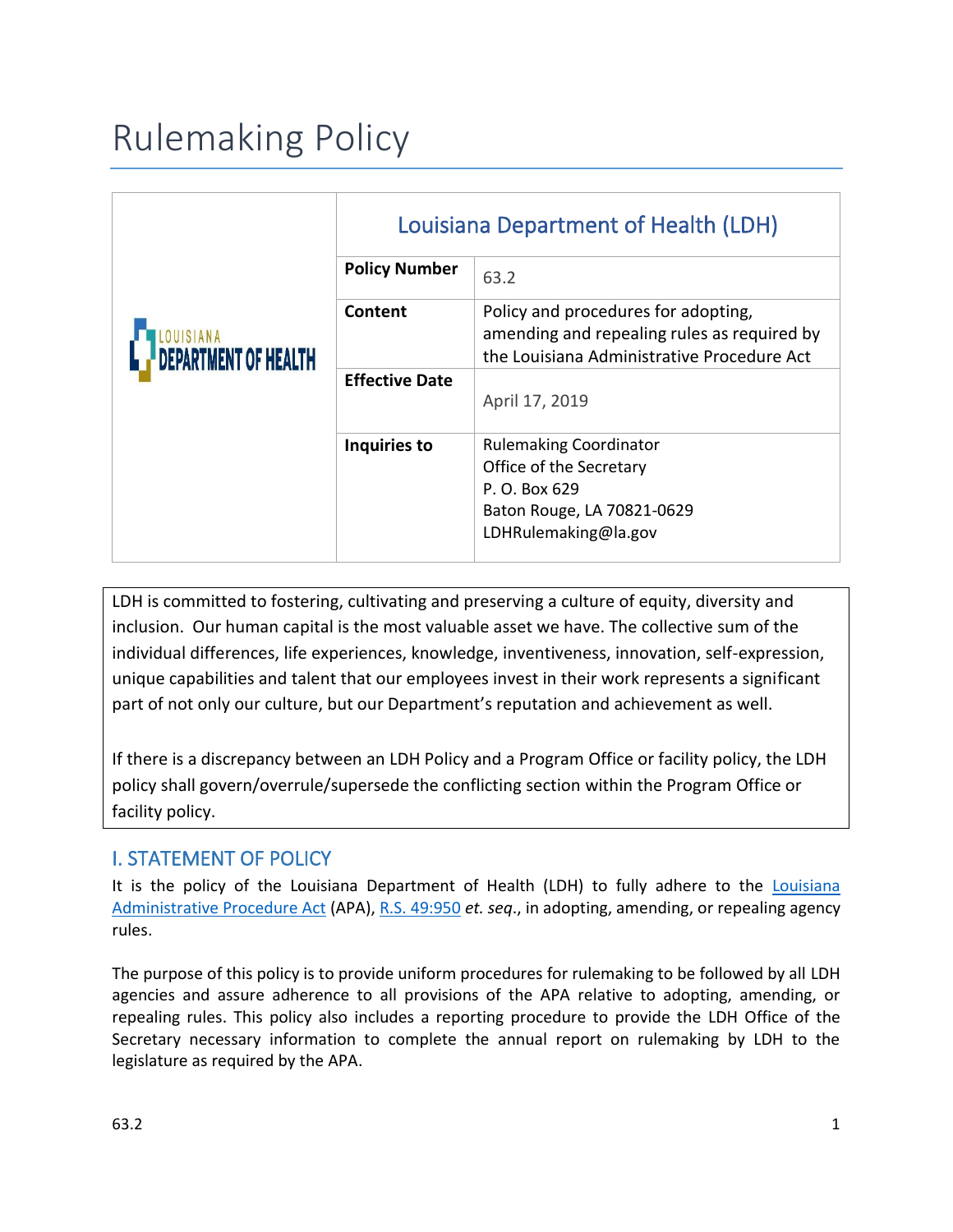# Rulemaking Policy

| | Louisiana Department of Health (LDH) | |
|---|---|---|
| | **Policy Number** | 63.2 |
| | **Content** | Policy and procedures for adopting, amending and repealing rules as required by the Louisiana Administrative Procedure Act |
| | **Effective Date** | April 17, 2019 |
| | **Inquiries to** | Rulemaking Coordinator<br>Office of the Secretary<br>P. O. Box 629<br>Baton Rouge, LA 70821-0629<br>LDHRulemaking@la.gov |

LDH is committed to fostering, cultivating and preserving a culture of equity, diversity and inclusion. Our human capital is the most valuable asset we have. The collective sum of the individual differences, life experiences, knowledge, inventiveness, innovation, self-expression, unique capabilities and talent that our employees invest in their work represents a significant part of not only our culture, but our Department's reputation and achievement as well.

If there is a discrepancy between an LDH Policy and a Program Office or facility policy, the LDH policy shall govern/overrule/supersede the conflicting section within the Program Office or facility policy.

## I. STATEMENT OF POLICY

It is the policy of the Louisiana Department of Health (LDH) to fully adhere to the Louisiana Administrative Procedure Act (APA), R.S. 49:950 *et. seq*., in adopting, amending, or repealing agency rules.

The purpose of this policy is to provide uniform procedures for rulemaking to be followed by all LDH agencies and assure adherence to all provisions of the APA relative to adopting, amending, or repealing rules. This policy also includes a reporting procedure to provide the LDH Office of the Secretary necessary information to complete the annual report on rulemaking by LDH to the legislature as required by the APA.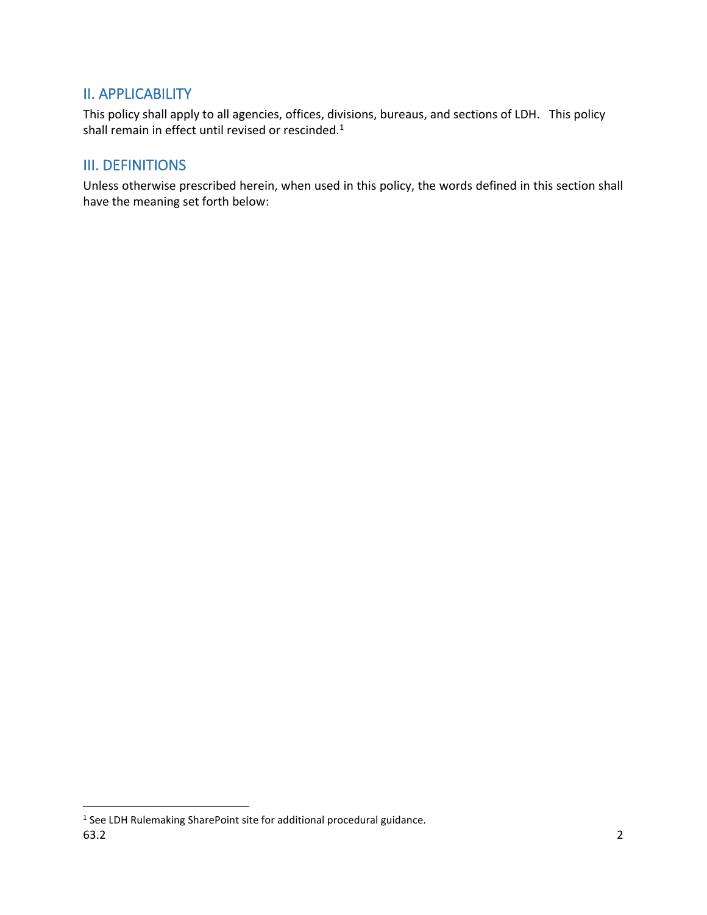## II. APPLICABILITY

This policy shall apply to all agencies, offices, divisions, bureaus, and sections of LDH. This policy shall remain in effect until revised or rescinded.[1]

## III. DEFINITIONS

Unless otherwise prescribed herein, when used in this policy, the words defined in this section shall have the meaning set forth below:

[1] See LDH Rulemaking SharePoint site for additional procedural guidance.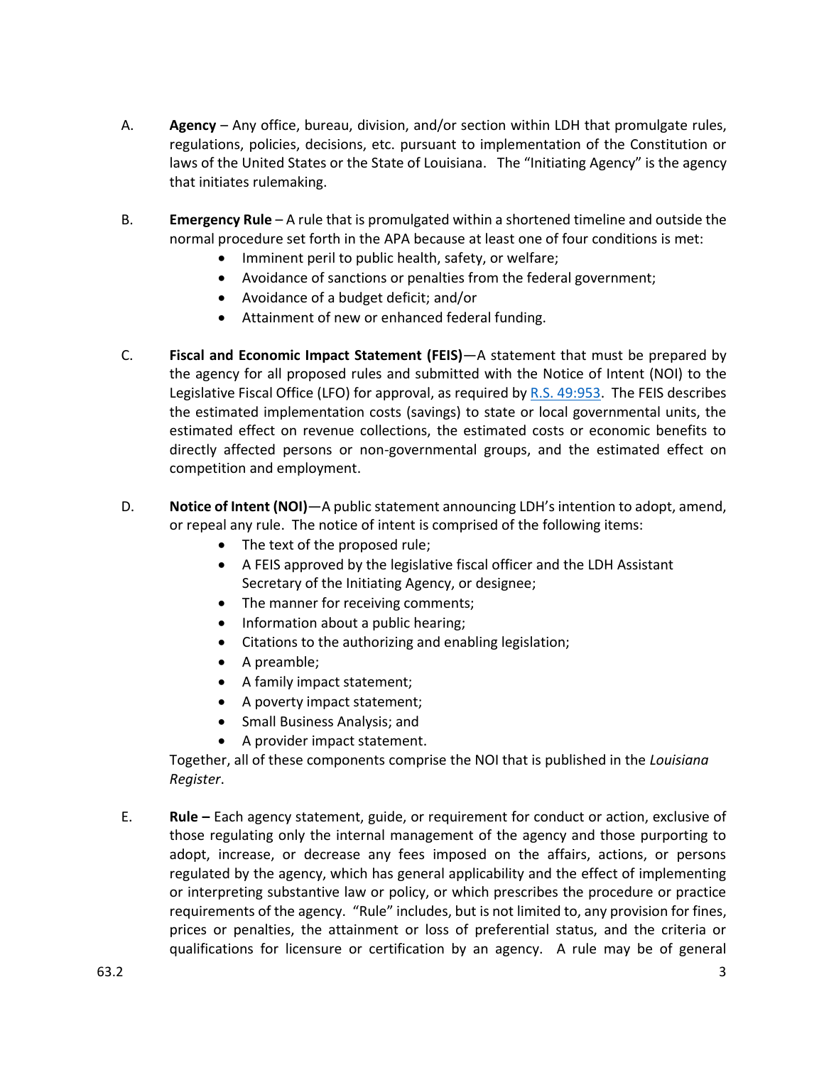A. **Agency** – Any office, bureau, division, and/or section within LDH that promulgate rules, regulations, policies, decisions, etc. pursuant to implementation of the Constitution or laws of the United States or the State of Louisiana. The "Initiating Agency" is the agency that initiates rulemaking.

B. **Emergency Rule** – A rule that is promulgated within a shortened timeline and outside the normal procedure set forth in the APA because at least one of four conditions is met:
   - Imminent peril to public health, safety, or welfare;
   - Avoidance of sanctions or penalties from the federal government;
   - Avoidance of a budget deficit; and/or
   - Attainment of new or enhanced federal funding.

C. **Fiscal and Economic Impact Statement (FEIS)**—A statement that must be prepared by the agency for all proposed rules and submitted with the Notice of Intent (NOI) to the Legislative Fiscal Office (LFO) for approval, as required by R.S. 49:953. The FEIS describes the estimated implementation costs (savings) to state or local governmental units, the estimated effect on revenue collections, the estimated costs or economic benefits to directly affected persons or non-governmental groups, and the estimated effect on competition and employment.

D. **Notice of Intent (NOI)**—A public statement announcing LDH's intention to adopt, amend, or repeal any rule. The notice of intent is comprised of the following items:
   - The text of the proposed rule;
   - A FEIS approved by the legislative fiscal officer and the LDH Assistant Secretary of the Initiating Agency, or designee;
   - The manner for receiving comments;
   - Information about a public hearing;
   - Citations to the authorizing and enabling legislation;
   - A preamble;
   - A family impact statement;
   - A poverty impact statement;
   - Small Business Analysis; and
   - A provider impact statement.

   Together, all of these components comprise the NOI that is published in the *Louisiana Register*.

E. **Rule –** Each agency statement, guide, or requirement for conduct or action, exclusive of those regulating only the internal management of the agency and those purporting to adopt, increase, or decrease any fees imposed on the affairs, actions, or persons regulated by the agency, which has general applicability and the effect of implementing or interpreting substantive law or policy, or which prescribes the procedure or practice requirements of the agency. "Rule" includes, but is not limited to, any provision for fines, prices or penalties, the attainment or loss of preferential status, and the criteria or qualifications for licensure or certification by an agency. A rule may be of general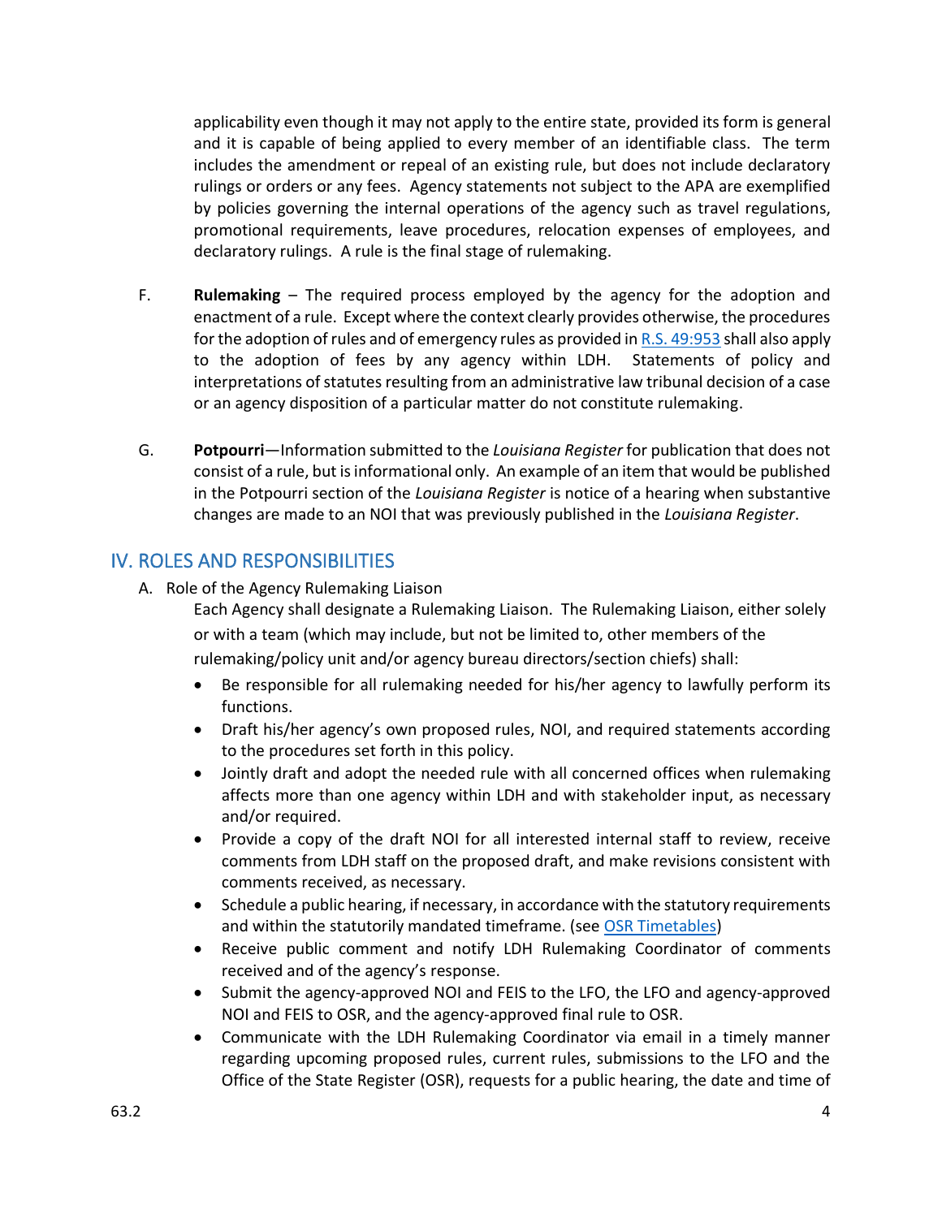applicability even though it may not apply to the entire state, provided its form is general and it is capable of being applied to every member of an identifiable class. The term includes the amendment or repeal of an existing rule, but does not include declaratory rulings or orders or any fees. Agency statements not subject to the APA are exemplified by policies governing the internal operations of the agency such as travel regulations, promotional requirements, leave procedures, relocation expenses of employees, and declaratory rulings. A rule is the final stage of rulemaking.

F. **Rulemaking** – The required process employed by the agency for the adoption and enactment of a rule. Except where the context clearly provides otherwise, the procedures for the adoption of rules and of emergency rules as provided in R.S. 49:953 shall also apply to the adoption of fees by any agency within LDH. Statements of policy and interpretations of statutes resulting from an administrative law tribunal decision of a case or an agency disposition of a particular matter do not constitute rulemaking.

G. **Potpourri**—Information submitted to the *Louisiana Register* for publication that does not consist of a rule, but is informational only. An example of an item that would be published in the Potpourri section of the *Louisiana Register* is notice of a hearing when substantive changes are made to an NOI that was previously published in the *Louisiana Register*.

## IV. ROLES AND RESPONSIBILITIES

A. Role of the Agency Rulemaking Liaison

Each Agency shall designate a Rulemaking Liaison. The Rulemaking Liaison, either solely or with a team (which may include, but not be limited to, other members of the rulemaking/policy unit and/or agency bureau directors/section chiefs) shall:

- Be responsible for all rulemaking needed for his/her agency to lawfully perform its functions.
- Draft his/her agency's own proposed rules, NOI, and required statements according to the procedures set forth in this policy.
- Jointly draft and adopt the needed rule with all concerned offices when rulemaking affects more than one agency within LDH and with stakeholder input, as necessary and/or required.
- Provide a copy of the draft NOI for all interested internal staff to review, receive comments from LDH staff on the proposed draft, and make revisions consistent with comments received, as necessary.
- Schedule a public hearing, if necessary, in accordance with the statutory requirements and within the statutorily mandated timeframe. (see OSR Timetables)
- Receive public comment and notify LDH Rulemaking Coordinator of comments received and of the agency's response.
- Submit the agency-approved NOI and FEIS to the LFO, the LFO and agency-approved NOI and FEIS to OSR, and the agency-approved final rule to OSR.
- Communicate with the LDH Rulemaking Coordinator via email in a timely manner regarding upcoming proposed rules, current rules, submissions to the LFO and the Office of the State Register (OSR), requests for a public hearing, the date and time of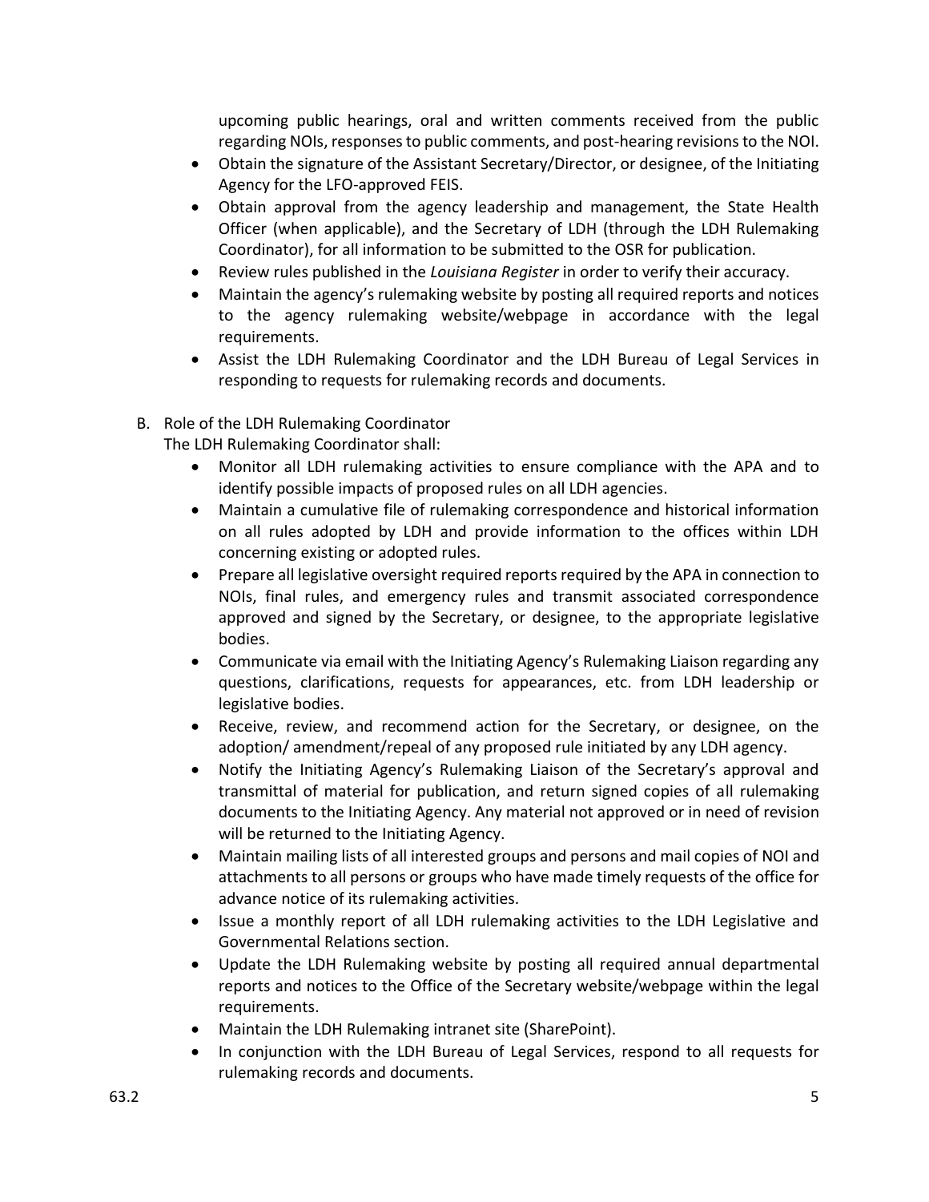upcoming public hearings, oral and written comments received from the public regarding NOIs, responses to public comments, and post-hearing revisions to the NOI.

- Obtain the signature of the Assistant Secretary/Director, or designee, of the Initiating Agency for the LFO-approved FEIS.
- Obtain approval from the agency leadership and management, the State Health Officer (when applicable), and the Secretary of LDH (through the LDH Rulemaking Coordinator), for all information to be submitted to the OSR for publication.
- Review rules published in the *Louisiana Register* in order to verify their accuracy.
- Maintain the agency's rulemaking website by posting all required reports and notices to the agency rulemaking website/webpage in accordance with the legal requirements.
- Assist the LDH Rulemaking Coordinator and the LDH Bureau of Legal Services in responding to requests for rulemaking records and documents.

B. Role of the LDH Rulemaking Coordinator

The LDH Rulemaking Coordinator shall:

- Monitor all LDH rulemaking activities to ensure compliance with the APA and to identify possible impacts of proposed rules on all LDH agencies.
- Maintain a cumulative file of rulemaking correspondence and historical information on all rules adopted by LDH and provide information to the offices within LDH concerning existing or adopted rules.
- Prepare all legislative oversight required reports required by the APA in connection to NOIs, final rules, and emergency rules and transmit associated correspondence approved and signed by the Secretary, or designee, to the appropriate legislative bodies.
- Communicate via email with the Initiating Agency's Rulemaking Liaison regarding any questions, clarifications, requests for appearances, etc. from LDH leadership or legislative bodies.
- Receive, review, and recommend action for the Secretary, or designee, on the adoption/ amendment/repeal of any proposed rule initiated by any LDH agency.
- Notify the Initiating Agency's Rulemaking Liaison of the Secretary's approval and transmittal of material for publication, and return signed copies of all rulemaking documents to the Initiating Agency. Any material not approved or in need of revision will be returned to the Initiating Agency.
- Maintain mailing lists of all interested groups and persons and mail copies of NOI and attachments to all persons or groups who have made timely requests of the office for advance notice of its rulemaking activities.
- Issue a monthly report of all LDH rulemaking activities to the LDH Legislative and Governmental Relations section.
- Update the LDH Rulemaking website by posting all required annual departmental reports and notices to the Office of the Secretary website/webpage within the legal requirements.
- Maintain the LDH Rulemaking intranet site (SharePoint).
- In conjunction with the LDH Bureau of Legal Services, respond to all requests for rulemaking records and documents.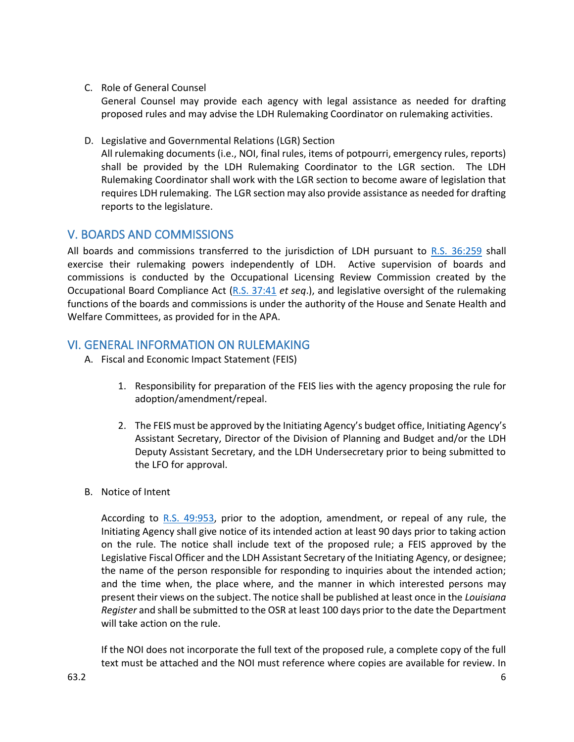C. Role of General Counsel

   General Counsel may provide each agency with legal assistance as needed for drafting proposed rules and may advise the LDH Rulemaking Coordinator on rulemaking activities.

D. Legislative and Governmental Relations (LGR) Section

   All rulemaking documents (i.e., NOI, final rules, items of potpourri, emergency rules, reports) shall be provided by the LDH Rulemaking Coordinator to the LGR section. The LDH Rulemaking Coordinator shall work with the LGR section to become aware of legislation that requires LDH rulemaking. The LGR section may also provide assistance as needed for drafting reports to the legislature.

## V. BOARDS AND COMMISSIONS

All boards and commissions transferred to the jurisdiction of LDH pursuant to R.S. 36:259 shall exercise their rulemaking powers independently of LDH. Active supervision of boards and commissions is conducted by the Occupational Licensing Review Commission created by the Occupational Board Compliance Act (R.S. 37:41 *et seq*.), and legislative oversight of the rulemaking functions of the boards and commissions is under the authority of the House and Senate Health and Welfare Committees, as provided for in the APA.

## VI. GENERAL INFORMATION ON RULEMAKING

A. Fiscal and Economic Impact Statement (FEIS)

   1. Responsibility for preparation of the FEIS lies with the agency proposing the rule for adoption/amendment/repeal.

   2. The FEIS must be approved by the Initiating Agency's budget office, Initiating Agency's Assistant Secretary, Director of the Division of Planning and Budget and/or the LDH Deputy Assistant Secretary, and the LDH Undersecretary prior to being submitted to the LFO for approval.

B. Notice of Intent

   According to R.S. 49:953, prior to the adoption, amendment, or repeal of any rule, the Initiating Agency shall give notice of its intended action at least 90 days prior to taking action on the rule. The notice shall include text of the proposed rule; a FEIS approved by the Legislative Fiscal Officer and the LDH Assistant Secretary of the Initiating Agency, or designee; the name of the person responsible for responding to inquiries about the intended action; and the time when, the place where, and the manner in which interested persons may present their views on the subject. The notice shall be published at least once in the *Louisiana Register* and shall be submitted to the OSR at least 100 days prior to the date the Department will take action on the rule.

   If the NOI does not incorporate the full text of the proposed rule, a complete copy of the full text must be attached and the NOI must reference where copies are available for review. In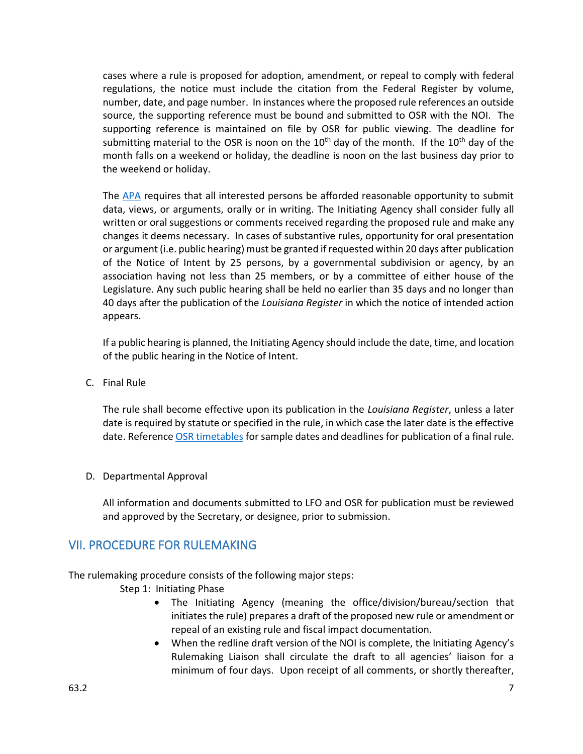cases where a rule is proposed for adoption, amendment, or repeal to comply with federal regulations, the notice must include the citation from the Federal Register by volume, number, date, and page number. In instances where the proposed rule references an outside source, the supporting reference must be bound and submitted to OSR with the NOI. The supporting reference is maintained on file by OSR for public viewing. The deadline for submitting material to the OSR is noon on the 10th day of the month. If the 10th day of the month falls on a weekend or holiday, the deadline is noon on the last business day prior to the weekend or holiday.

The APA requires that all interested persons be afforded reasonable opportunity to submit data, views, or arguments, orally or in writing. The Initiating Agency shall consider fully all written or oral suggestions or comments received regarding the proposed rule and make any changes it deems necessary. In cases of substantive rules, opportunity for oral presentation or argument (i.e. public hearing) must be granted if requested within 20 days after publication of the Notice of Intent by 25 persons, by a governmental subdivision or agency, by an association having not less than 25 members, or by a committee of either house of the Legislature. Any such public hearing shall be held no earlier than 35 days and no longer than 40 days after the publication of the *Louisiana Register* in which the notice of intended action appears.

If a public hearing is planned, the Initiating Agency should include the date, time, and location of the public hearing in the Notice of Intent.

C. Final Rule

The rule shall become effective upon its publication in the *Louisiana Register*, unless a later date is required by statute or specified in the rule, in which case the later date is the effective date. Reference OSR timetables for sample dates and deadlines for publication of a final rule.

D. Departmental Approval

All information and documents submitted to LFO and OSR for publication must be reviewed and approved by the Secretary, or designee, prior to submission.

## VII. PROCEDURE FOR RULEMAKING

The rulemaking procedure consists of the following major steps:

Step 1: Initiating Phase

- The Initiating Agency (meaning the office/division/bureau/section that initiates the rule) prepares a draft of the proposed new rule or amendment or repeal of an existing rule and fiscal impact documentation.
- When the redline draft version of the NOI is complete, the Initiating Agency's Rulemaking Liaison shall circulate the draft to all agencies' liaison for a minimum of four days. Upon receipt of all comments, or shortly thereafter,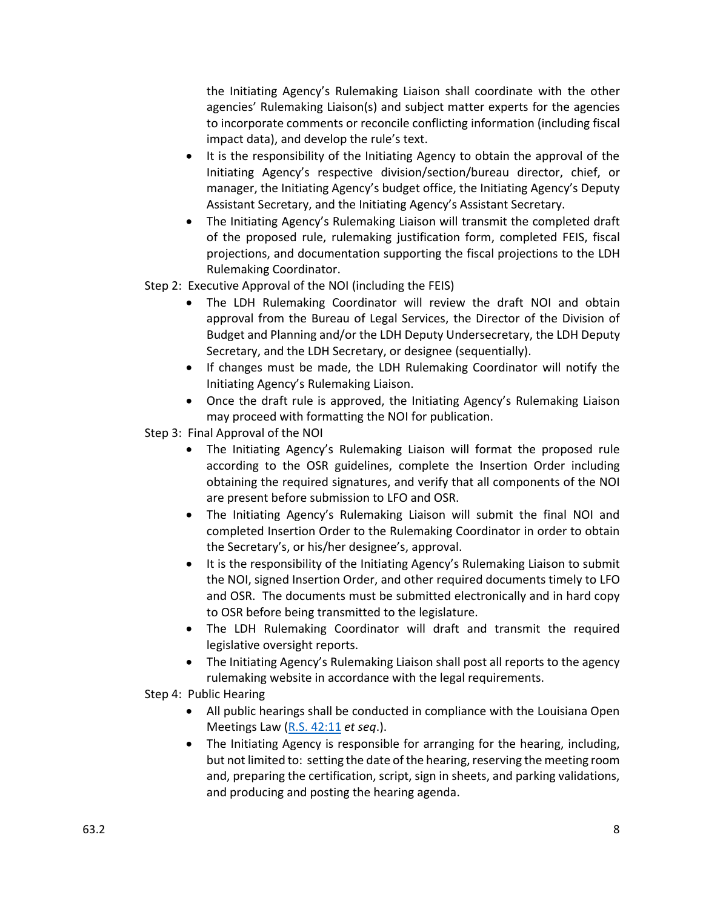the Initiating Agency's Rulemaking Liaison shall coordinate with the other agencies' Rulemaking Liaison(s) and subject matter experts for the agencies to incorporate comments or reconcile conflicting information (including fiscal impact data), and develop the rule's text.

- It is the responsibility of the Initiating Agency to obtain the approval of the Initiating Agency's respective division/section/bureau director, chief, or manager, the Initiating Agency's budget office, the Initiating Agency's Deputy Assistant Secretary, and the Initiating Agency's Assistant Secretary.
- The Initiating Agency's Rulemaking Liaison will transmit the completed draft of the proposed rule, rulemaking justification form, completed FEIS, fiscal projections, and documentation supporting the fiscal projections to the LDH Rulemaking Coordinator.

Step 2: Executive Approval of the NOI (including the FEIS)

- The LDH Rulemaking Coordinator will review the draft NOI and obtain approval from the Bureau of Legal Services, the Director of the Division of Budget and Planning and/or the LDH Deputy Undersecretary, the LDH Deputy Secretary, and the LDH Secretary, or designee (sequentially).
- If changes must be made, the LDH Rulemaking Coordinator will notify the Initiating Agency's Rulemaking Liaison.
- Once the draft rule is approved, the Initiating Agency's Rulemaking Liaison may proceed with formatting the NOI for publication.

Step 3: Final Approval of the NOI

- The Initiating Agency's Rulemaking Liaison will format the proposed rule according to the OSR guidelines, complete the Insertion Order including obtaining the required signatures, and verify that all components of the NOI are present before submission to LFO and OSR.
- The Initiating Agency's Rulemaking Liaison will submit the final NOI and completed Insertion Order to the Rulemaking Coordinator in order to obtain the Secretary's, or his/her designee's, approval.
- It is the responsibility of the Initiating Agency's Rulemaking Liaison to submit the NOI, signed Insertion Order, and other required documents timely to LFO and OSR. The documents must be submitted electronically and in hard copy to OSR before being transmitted to the legislature.
- The LDH Rulemaking Coordinator will draft and transmit the required legislative oversight reports.
- The Initiating Agency's Rulemaking Liaison shall post all reports to the agency rulemaking website in accordance with the legal requirements.

Step 4: Public Hearing

- All public hearings shall be conducted in compliance with the Louisiana Open Meetings Law (R.S. 42:11 *et seq*.).
- The Initiating Agency is responsible for arranging for the hearing, including, but not limited to: setting the date of the hearing, reserving the meeting room and, preparing the certification, script, sign in sheets, and parking validations, and producing and posting the hearing agenda.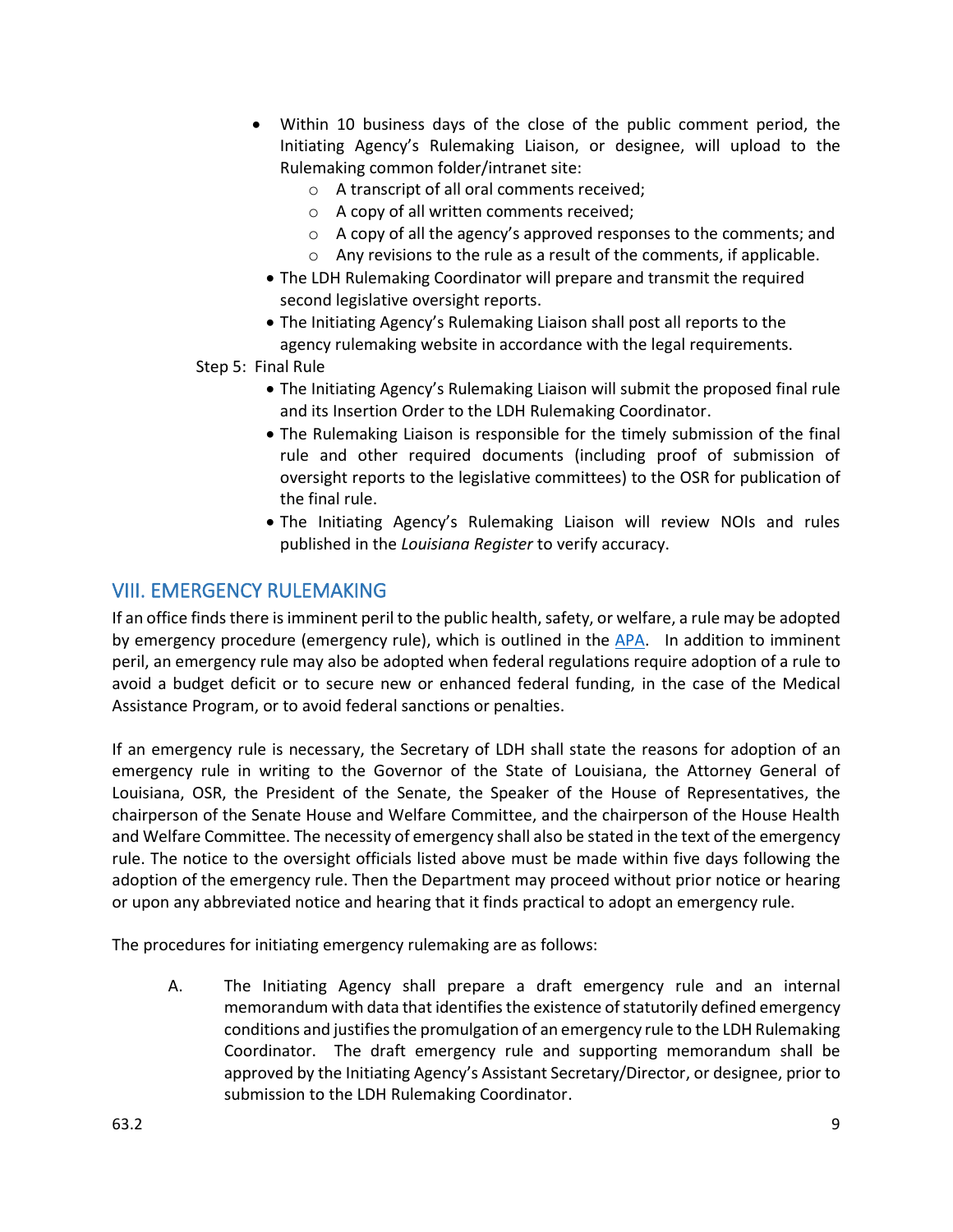- Within 10 business days of the close of the public comment period, the Initiating Agency's Rulemaking Liaison, or designee, will upload to the Rulemaking common folder/intranet site:
  - A transcript of all oral comments received;
  - A copy of all written comments received;
  - A copy of all the agency's approved responses to the comments; and
  - Any revisions to the rule as a result of the comments, if applicable.
- The LDH Rulemaking Coordinator will prepare and transmit the required second legislative oversight reports.
- The Initiating Agency's Rulemaking Liaison shall post all reports to the agency rulemaking website in accordance with the legal requirements.

Step 5: Final Rule

- The Initiating Agency's Rulemaking Liaison will submit the proposed final rule and its Insertion Order to the LDH Rulemaking Coordinator.
- The Rulemaking Liaison is responsible for the timely submission of the final rule and other required documents (including proof of submission of oversight reports to the legislative committees) to the OSR for publication of the final rule.
- The Initiating Agency's Rulemaking Liaison will review NOIs and rules published in the *Louisiana Register* to verify accuracy.

## VIII. EMERGENCY RULEMAKING

If an office finds there is imminent peril to the public health, safety, or welfare, a rule may be adopted by emergency procedure (emergency rule), which is outlined in the APA. In addition to imminent peril, an emergency rule may also be adopted when federal regulations require adoption of a rule to avoid a budget deficit or to secure new or enhanced federal funding, in the case of the Medical Assistance Program, or to avoid federal sanctions or penalties.

If an emergency rule is necessary, the Secretary of LDH shall state the reasons for adoption of an emergency rule in writing to the Governor of the State of Louisiana, the Attorney General of Louisiana, OSR, the President of the Senate, the Speaker of the House of Representatives, the chairperson of the Senate House and Welfare Committee, and the chairperson of the House Health and Welfare Committee. The necessity of emergency shall also be stated in the text of the emergency rule. The notice to the oversight officials listed above must be made within five days following the adoption of the emergency rule. Then the Department may proceed without prior notice or hearing or upon any abbreviated notice and hearing that it finds practical to adopt an emergency rule.

The procedures for initiating emergency rulemaking are as follows:

A. The Initiating Agency shall prepare a draft emergency rule and an internal memorandum with data that identifies the existence of statutorily defined emergency conditions and justifies the promulgation of an emergency rule to the LDH Rulemaking Coordinator. The draft emergency rule and supporting memorandum shall be approved by the Initiating Agency's Assistant Secretary/Director, or designee, prior to submission to the LDH Rulemaking Coordinator.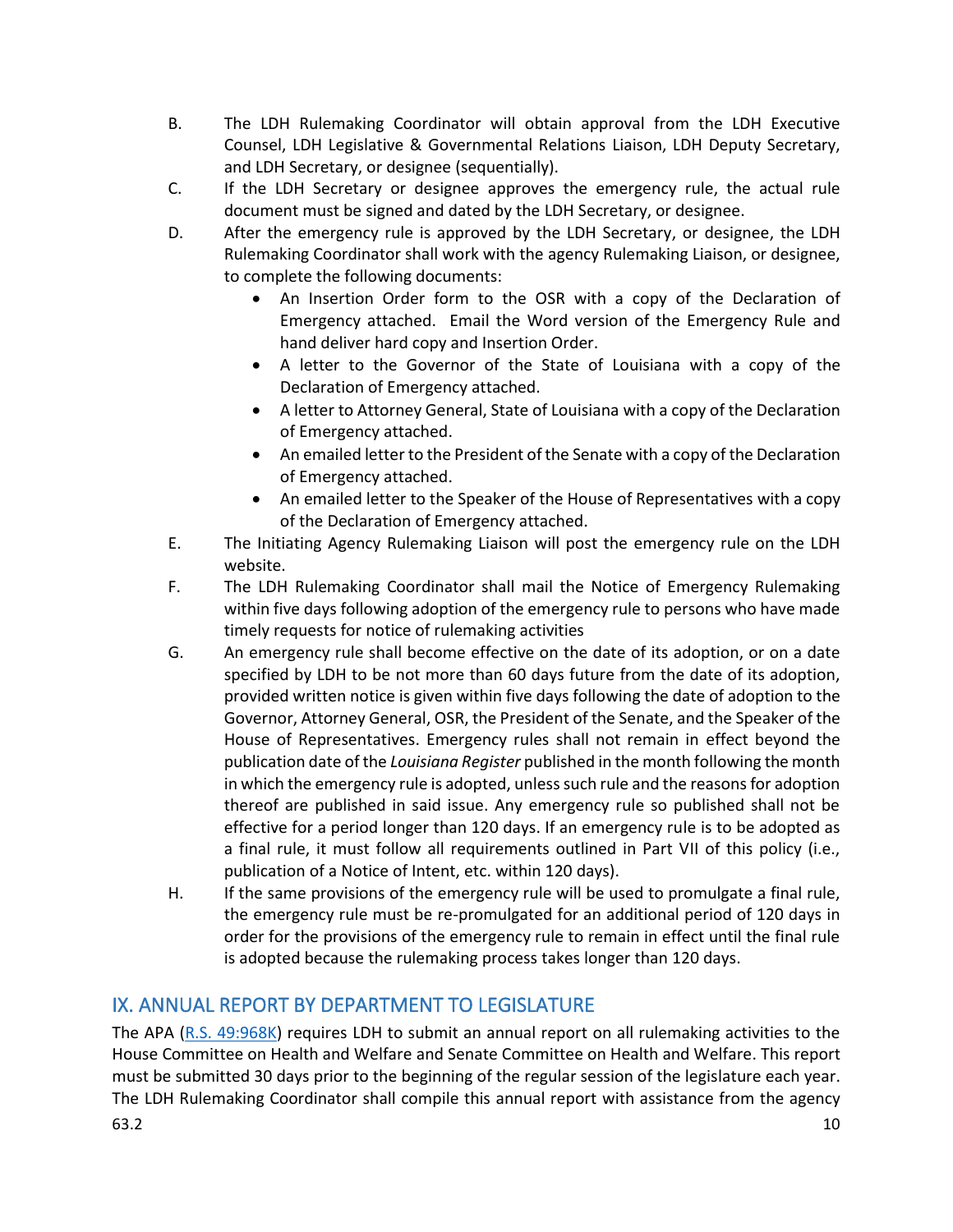B. The LDH Rulemaking Coordinator will obtain approval from the LDH Executive Counsel, LDH Legislative & Governmental Relations Liaison, LDH Deputy Secretary, and LDH Secretary, or designee (sequentially).

C. If the LDH Secretary or designee approves the emergency rule, the actual rule document must be signed and dated by the LDH Secretary, or designee.

D. After the emergency rule is approved by the LDH Secretary, or designee, the LDH Rulemaking Coordinator shall work with the agency Rulemaking Liaison, or designee, to complete the following documents:
   - An Insertion Order form to the OSR with a copy of the Declaration of Emergency attached. Email the Word version of the Emergency Rule and hand deliver hard copy and Insertion Order.
   - A letter to the Governor of the State of Louisiana with a copy of the Declaration of Emergency attached.
   - A letter to Attorney General, State of Louisiana with a copy of the Declaration of Emergency attached.
   - An emailed letter to the President of the Senate with a copy of the Declaration of Emergency attached.
   - An emailed letter to the Speaker of the House of Representatives with a copy of the Declaration of Emergency attached.

E. The Initiating Agency Rulemaking Liaison will post the emergency rule on the LDH website.

F. The LDH Rulemaking Coordinator shall mail the Notice of Emergency Rulemaking within five days following adoption of the emergency rule to persons who have made timely requests for notice of rulemaking activities

G. An emergency rule shall become effective on the date of its adoption, or on a date specified by LDH to be not more than 60 days future from the date of its adoption, provided written notice is given within five days following the date of adoption to the Governor, Attorney General, OSR, the President of the Senate, and the Speaker of the House of Representatives. Emergency rules shall not remain in effect beyond the publication date of the *Louisiana Register* published in the month following the month in which the emergency rule is adopted, unless such rule and the reasons for adoption thereof are published in said issue. Any emergency rule so published shall not be effective for a period longer than 120 days. If an emergency rule is to be adopted as a final rule, it must follow all requirements outlined in Part VII of this policy (i.e., publication of a Notice of Intent, etc. within 120 days).

H. If the same provisions of the emergency rule will be used to promulgate a final rule, the emergency rule must be re-promulgated for an additional period of 120 days in order for the provisions of the emergency rule to remain in effect until the final rule is adopted because the rulemaking process takes longer than 120 days.

## IX. ANNUAL REPORT BY DEPARTMENT TO LEGISLATURE

The APA (R.S. 49:968K) requires LDH to submit an annual report on all rulemaking activities to the House Committee on Health and Welfare and Senate Committee on Health and Welfare. This report must be submitted 30 days prior to the beginning of the regular session of the legislature each year. The LDH Rulemaking Coordinator shall compile this annual report with assistance from the agency

63.2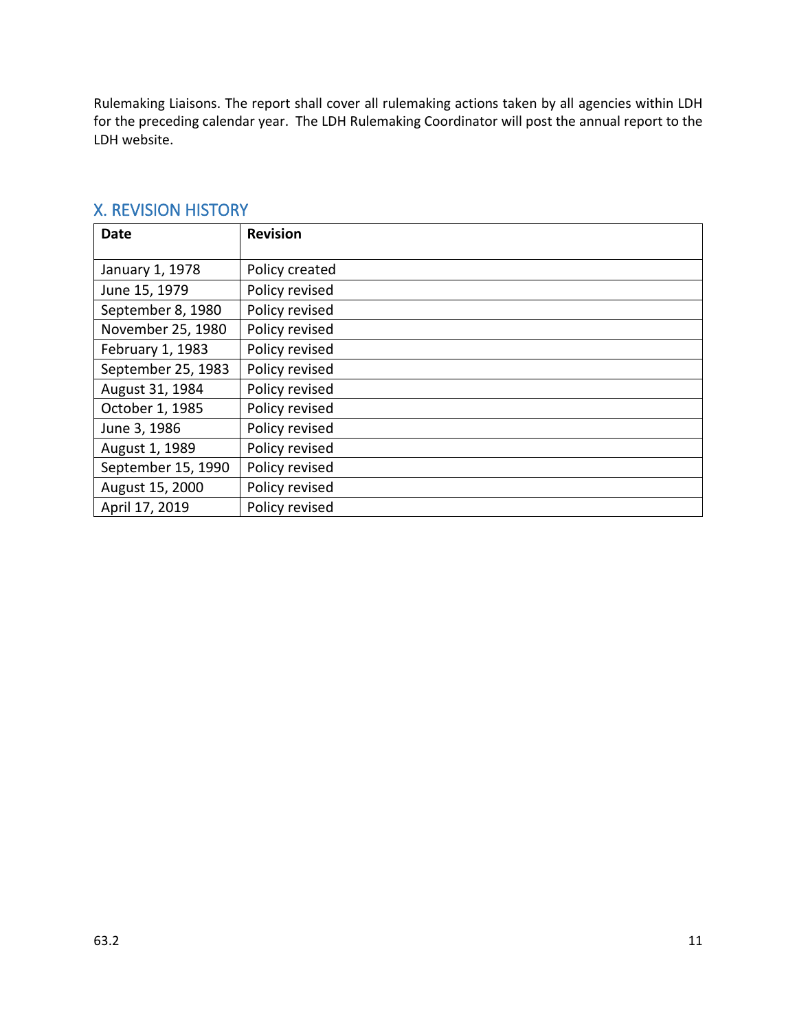Rulemaking Liaisons. The report shall cover all rulemaking actions taken by all agencies within LDH for the preceding calendar year. The LDH Rulemaking Coordinator will post the annual report to the LDH website.

## X. REVISION HISTORY

| Date | Revision |
|---|---|
| January 1, 1978 | Policy created |
| June 15, 1979 | Policy revised |
| September 8, 1980 | Policy revised |
| November 25, 1980 | Policy revised |
| February 1, 1983 | Policy revised |
| September 25, 1983 | Policy revised |
| August 31, 1984 | Policy revised |
| October 1, 1985 | Policy revised |
| June 3, 1986 | Policy revised |
| August 1, 1989 | Policy revised |
| September 15, 1990 | Policy revised |
| August 15, 2000 | Policy revised |
| April 17, 2019 | Policy revised |